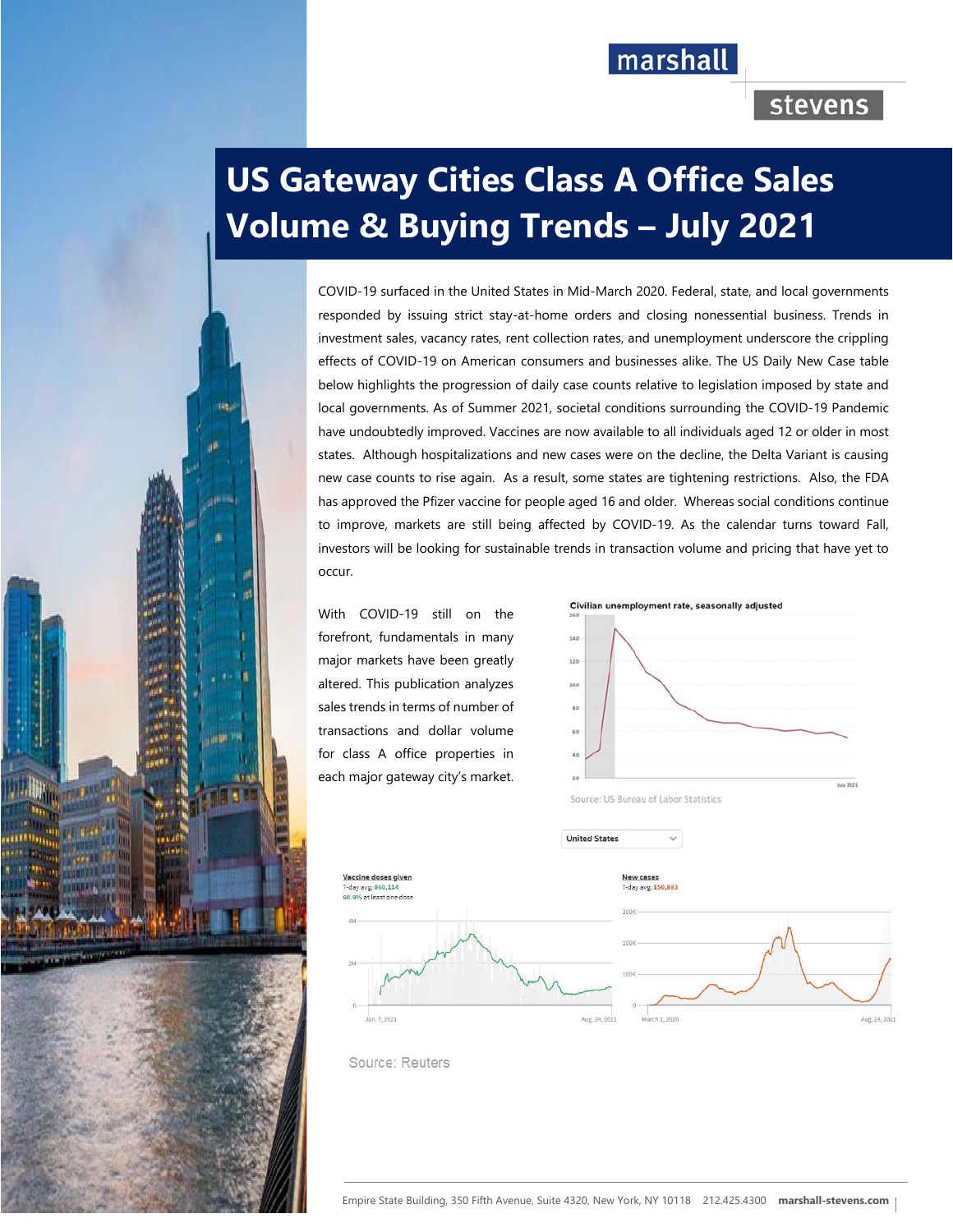# US Gateway Cities Class A Office Sales Volume & Buying Trends – July 2021

COVID-19 surfaced in the United States in Mid-March 2020. Federal, state, and local governments responded by issuing strict stay-at-home orders and closing nonessential business. Trends in investment sales, vacancy rates, rent collection rates, and unemployment underscore the crippling effects of COVID-19 on American consumers and businesses alike. The US Daily New Case table below highlights the progression of daily case counts relative to legislation imposed by state and local governments. As of Summer 2021, societal conditions surrounding the COVID-19 Pandemic have undoubtedly improved. Vaccines are now available to all individuals aged 12 or older in most states. Although hospitalizations and new cases were on the decline, the Delta Variant is causing new case counts to rise again. As a result, some states are tightening restrictions. Also, the FDA has approved the Pfizer vaccine for people aged 16 and older. Whereas social conditions continue to improve, markets are still being affected by COVID-19. As the calendar turns toward Fall, investors will be looking for sustainable trends in transaction volume and pricing that have yet to occur.

With COVID-19 still on the forefront, fundamentals in many major markets have been greatly altered. This publication analyzes sales trends in terms of number of transactions and dollar volume for class A office properties in each major gateway city's market.

Civilian unemployment rate, seasonally adjusted

Source: US Bureau of Labor Statistics

United States

Vaccine doses given
7-day avg: 860,114
60.9% at least one dose

New cases
7-day avg: 150,883

Source: Reuters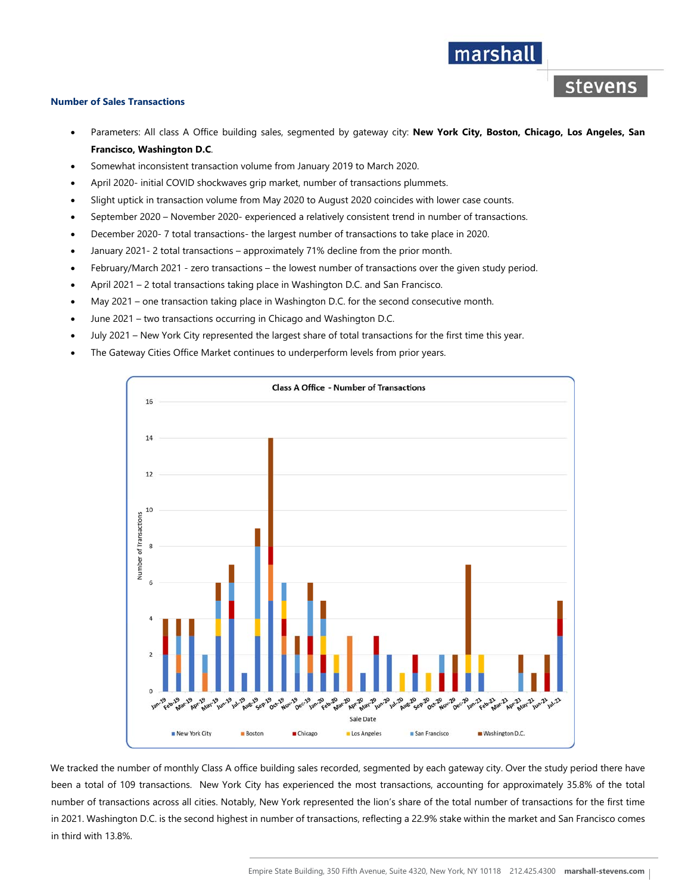### Number of Sales Transactions

- Parameters: All class A Office building sales, segmented by gateway city: **New York City, Boston, Chicago, Los Angeles, San Francisco, Washington D.C**.
- Somewhat inconsistent transaction volume from January 2019 to March 2020.
- April 2020- initial COVID shockwaves grip market, number of transactions plummets.
- Slight uptick in transaction volume from May 2020 to August 2020 coincides with lower case counts.
- September 2020 – November 2020- experienced a relatively consistent trend in number of transactions.
- December 2020- 7 total transactions- the largest number of transactions to take place in 2020.
- January 2021- 2 total transactions – approximately 71% decline from the prior month.
- February/March 2021 - zero transactions – the lowest number of transactions over the given study period.
- April 2021 – 2 total transactions taking place in Washington D.C. and San Francisco.
- May 2021 – one transaction taking place in Washington D.C. for the second consecutive month.
- June 2021 – two transactions occurring in Chicago and Washington D.C.
- July 2021 – New York City represented the largest share of total transactions for the first time this year.
- The Gateway Cities Office Market continues to underperform levels from prior years.

We tracked the number of monthly Class A office building sales recorded, segmented by each gateway city. Over the study period there have been a total of 109 transactions. New York City has experienced the most transactions, accounting for approximately 35.8% of the total number of transactions across all cities. Notably, New York represented the lion's share of the total number of transactions for the first time in 2021. Washington D.C. is the second highest in number of transactions, reflecting a 22.9% stake within the market and San Francisco comes in third with 13.8%.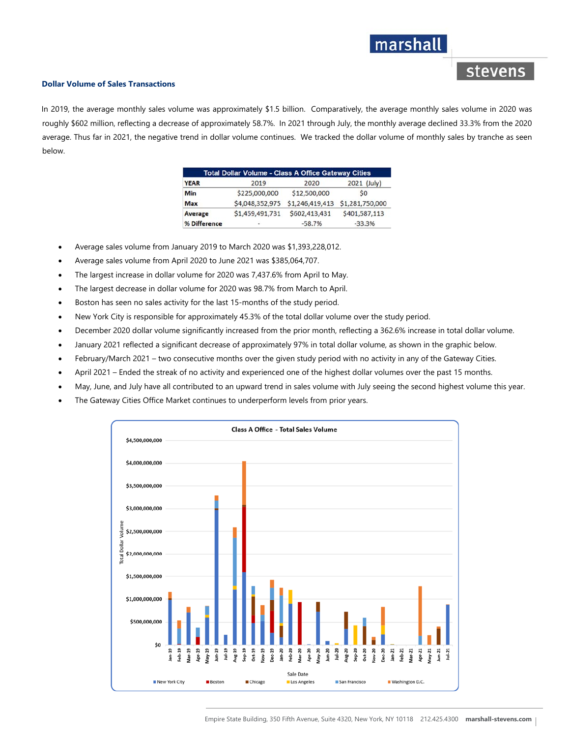### Dollar Volume of Sales Transactions

In 2019, the average monthly sales volume was approximately $1.5 billion. Comparatively, the average monthly sales volume in 2020 was roughly $602 million, reflecting a decrease of approximately 58.7%. In 2021 through July, the monthly average declined 33.3% from the 2020 average. Thus far in 2021, the negative trend in dollar volume continues. We tracked the dollar volume of monthly sales by tranche as seen below.

| Total Dollar Volume - Class A Office Gateway Cities | | | |
|---|---|---|---|
| **YEAR** | 2019 | 2020 | 2021 (July) |
| **Min** | $225,000,000 | $12,500,000 | $0 |
| **Max** | $4,048,352,975 | $1,246,419,413 | $1,281,750,000 |
| **Average** | $1,459,491,731 | $602,413,431 | $401,587,113 |
| **% Difference** | - | -58.7% | -33.3% |

- Average sales volume from January 2019 to March 2020 was $1,393,228,012.
- Average sales volume from April 2020 to June 2021 was $385,064,707.
- The largest increase in dollar volume for 2020 was 7,437.6% from April to May.
- The largest decrease in dollar volume for 2020 was 98.7% from March to April.
- Boston has seen no sales activity for the last 15-months of the study period.
- New York City is responsible for approximately 45.3% of the total dollar volume over the study period.
- December 2020 dollar volume significantly increased from the prior month, reflecting a 362.6% increase in total dollar volume.
- January 2021 reflected a significant decrease of approximately 97% in total dollar volume, as shown in the graphic below.
- February/March 2021 – two consecutive months over the given study period with no activity in any of the Gateway Cities.
- April 2021 – Ended the streak of no activity and experienced one of the highest dollar volumes over the past 15 months.
- May, June, and July have all contributed to an upward trend in sales volume with July seeing the second highest volume this year.
- The Gateway Cities Office Market continues to underperform levels from prior years.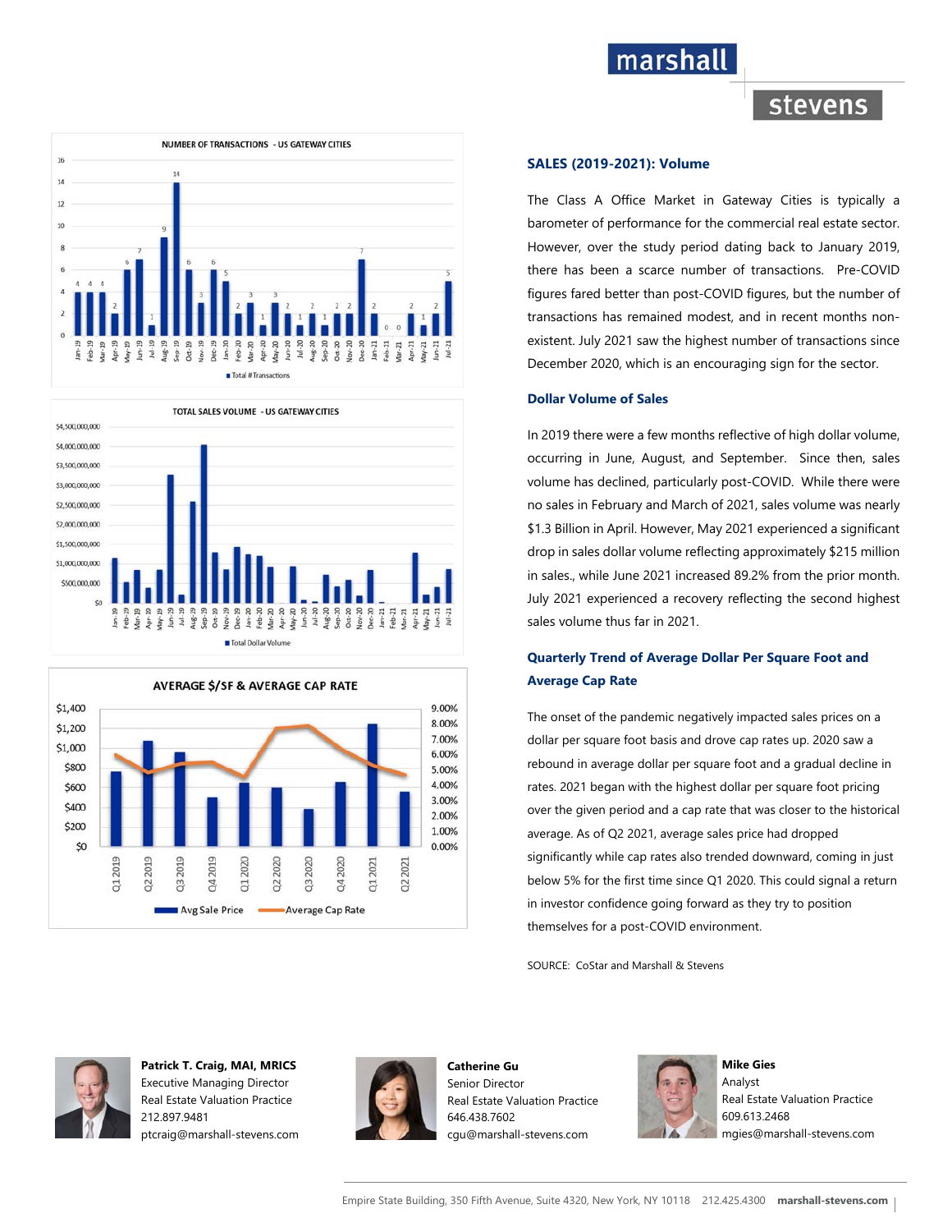marshall

stevens

NUMBER OF TRANSACTIONS - US GATEWAY CITIES

16
14
12
10
8
6
4
2
0

4 4 4 2 6 7 1 9 14 6 3 6 5 2 3 1 3 2 1 2 1 2 2 7 2 0 0 2 1 2 5

Jan-19 Feb-19 Mar-19 Apr-19 May-19 Jun-19 Jul-19 Aug-19 Sep-19 Oct-19 Nov-19 Dec-19 Jan-20 Feb-20 Mar-20 Apr-20 May-20 Jun-20 Jul-20 Aug-20 Sep-20 Oct-20 Nov-20 Dec-20 Jan-21 Feb-21 Mar-21 Apr-21 May-21 Jun-21 Jul-21

Total # Transactions

TOTAL SALES VOLUME - US GATEWAY CITIES

$4,500,000,000
$4,000,000,000
$3,500,000,000
$3,000,000,000
$2,500,000,000
$2,000,000,000
$1,500,000,000
$1,000,000,000
$500,000,000
$0

Jan-19 Feb-19 Mar-19 Apr-19 May-19 Jun-19 Jul-19 Aug-19 Sep-19 Oct-19 Nov-19 Dec-19 Jan-20 Feb-20 Mar-20 Apr-20 May-20 Jun-20 Jul-20 Aug-20 Sep-20 Oct-20 Nov-20 Dec-20 Jan-21 Feb-21 Mar-21 Apr-21 May-21 Jun-21 Jul-21

Total Dollar Volume

AVERAGE $/SF & AVERAGE CAP RATE

$1,400
$1,200
$1,000
$800
$600
$400
$200
$0

9.00%
8.00%
7.00%
6.00%
5.00%
4.00%
3.00%
2.00%
1.00%
0.00%

Q1 2019 Q2 2019 Q3 2019 Q4 2019 Q1 2020 Q2 2020 Q3 2020 Q4 2020 Q1 2021 Q2 2021

Avg Sale Price — Average Cap Rate

## SALES (2019-2021): Volume

The Class A Office Market in Gateway Cities is typically a barometer of performance for the commercial real estate sector. However, over the study period dating back to January 2019, there has been a scarce number of transactions. Pre-COVID figures fared better than post-COVID figures, but the number of transactions has remained modest, and in recent months non-existent. July 2021 saw the highest number of transactions since December 2020, which is an encouraging sign for the sector.

## Dollar Volume of Sales

In 2019 there were a few months reflective of high dollar volume, occurring in June, August, and September. Since then, sales volume has declined, particularly post-COVID. While there were no sales in February and March of 2021, sales volume was nearly $1.3 Billion in April. However, May 2021 experienced a significant drop in sales dollar volume reflecting approximately $215 million in sales., while June 2021 increased 89.2% from the prior month. July 2021 experienced a recovery reflecting the second highest sales volume thus far in 2021.

## Quarterly Trend of Average Dollar Per Square Foot and Average Cap Rate

The onset of the pandemic negatively impacted sales prices on a dollar per square foot basis and drove cap rates up. 2020 saw a rebound in average dollar per square foot and a gradual decline in rates. 2021 began with the highest dollar per square foot pricing over the given period and a cap rate that was closer to the historical average. As of Q2 2021, average sales price had dropped significantly while cap rates also trended downward, coming in just below 5% for the first time since Q1 2020. This could signal a return in investor confidence going forward as they try to position themselves for a post-COVID environment.

SOURCE: CoStar and Marshall & Stevens

**Patrick T. Craig, MAI, MRICS**
Executive Managing Director
Real Estate Valuation Practice
212.897.9481
ptcraig@marshall-stevens.com

**Catherine Gu**
Senior Director
Real Estate Valuation Practice
646.438.7602
cgu@marshall-stevens.com

**Mike Gies**
Analyst
Real Estate Valuation Practice
609.613.2468
mgies@marshall-stevens.com

Empire State Building, 350 Fifth Avenue, Suite 4320, New York, NY 10118 212.425.4300 **marshall-stevens.com**